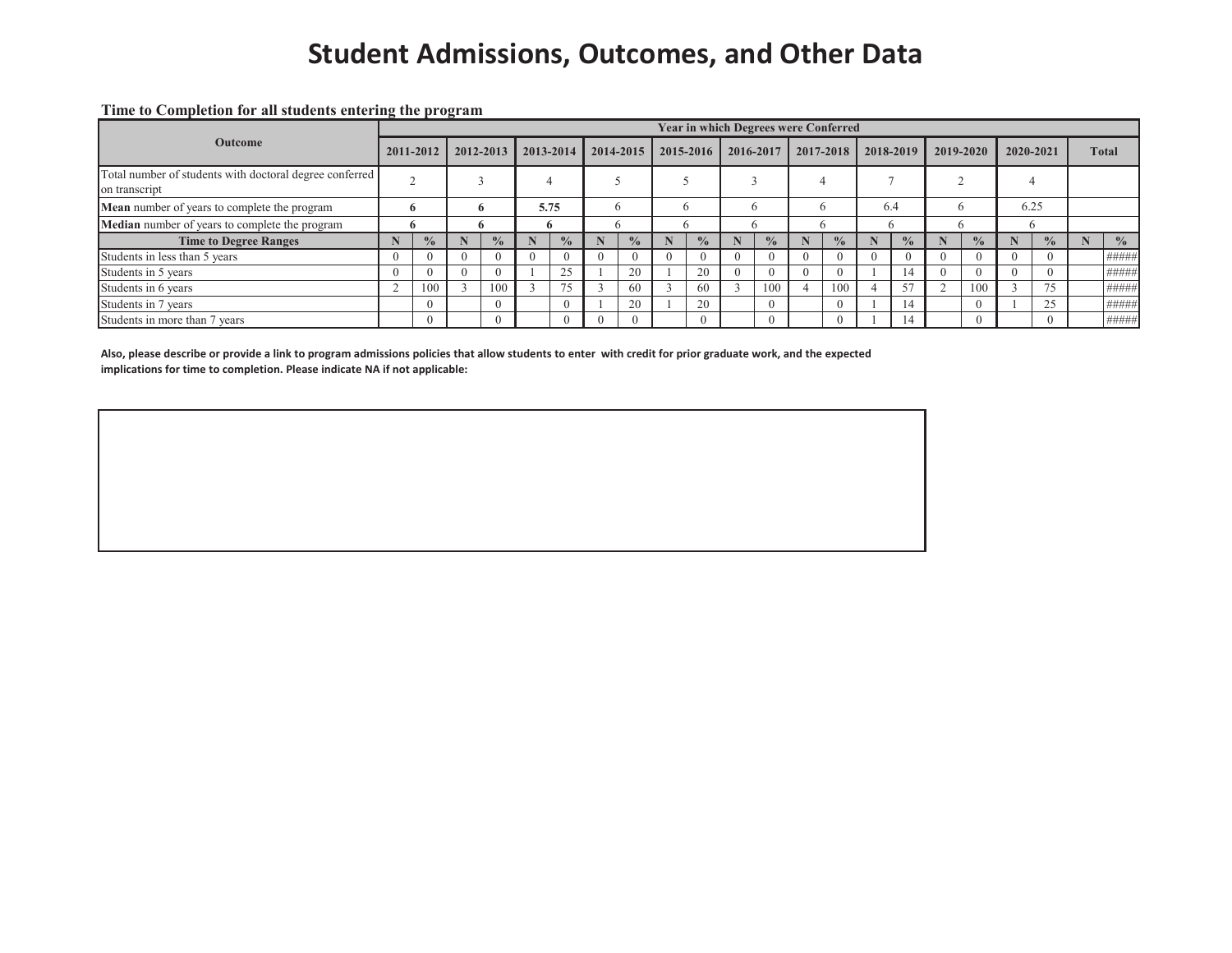# Student Admissions, Outcomes, and Other Data

**Time to Completion for all students entering the program**

| Outcome | Year in which Degrees were Conferred | | | | | | | | | | | | | | | | | | | | | |
|---|---|---|---|---|---|---|---|---|---|---|---|---|---|---|---|---|---|---|---|---|---|---|
| | 2011-2012 | | 2012-2013 | | 2013-2014 | | 2014-2015 | | 2015-2016 | | 2016-2017 | | 2017-2018 | | 2018-2019 | | 2019-2020 | | 2020-2021 | | Total | |
| Total number of students with doctoral degree conferred on transcript | 2 | | 3 | | 4 | | 5 | | 5 | | 3 | | 4 | | 7 | | 2 | | 4 | | | |
| **Mean** number of years to complete the program | **6** | | **6** | | **5.75** | | 6 | | 6 | | 6 | | 6 | | 6.4 | | 6 | | 6.25 | | | |
| **Median** number of years to complete the program | **6** | | **6** | | **6** | | 6 | | 6 | | 6 | | 6 | | 6 | | 6 | | 6 | | | |
| **Time to Degree Ranges** | **N** | **%** | **N** | **%** | **N** | **%** | **N** | **%** | **N** | **%** | **N** | **%** | **N** | **%** | **N** | **%** | **N** | **%** | **N** | **%** | **N** | **%** |
| Students in less than 5 years | 0 | 0 | 0 | 0 | 0 | 0 | 0 | 0 | 0 | 0 | 0 | 0 | 0 | 0 | 0 | 0 | 0 | 0 | 0 | 0 | | ##### |
| Students in 5 years | 0 | 0 | 0 | 0 | 1 | 25 | 1 | 20 | 1 | 20 | 0 | 0 | 0 | 0 | 1 | 14 | 0 | 0 | 0 | 0 | | ##### |
| Students in 6 years | 2 | 100 | 3 | 100 | 3 | 75 | 3 | 60 | 3 | 60 | 3 | 100 | 4 | 100 | 4 | 57 | 2 | 100 | 3 | 75 | | ##### |
| Students in 7 years | | 0 | | 0 | | 0 | 1 | 20 | 1 | 20 | | 0 | | 0 | 1 | 14 | | 0 | 1 | 25 | | ##### |
| Students in more than 7 years | | 0 | | 0 | | 0 | 0 | 0 | | 0 | | 0 | | 0 | 1 | 14 | | 0 | | 0 | | ##### |

**Also, please describe or provide a link to program admissions policies that allow students to enter with credit for prior graduate work, and the expected implications for time to completion. Please indicate NA if not applicable:**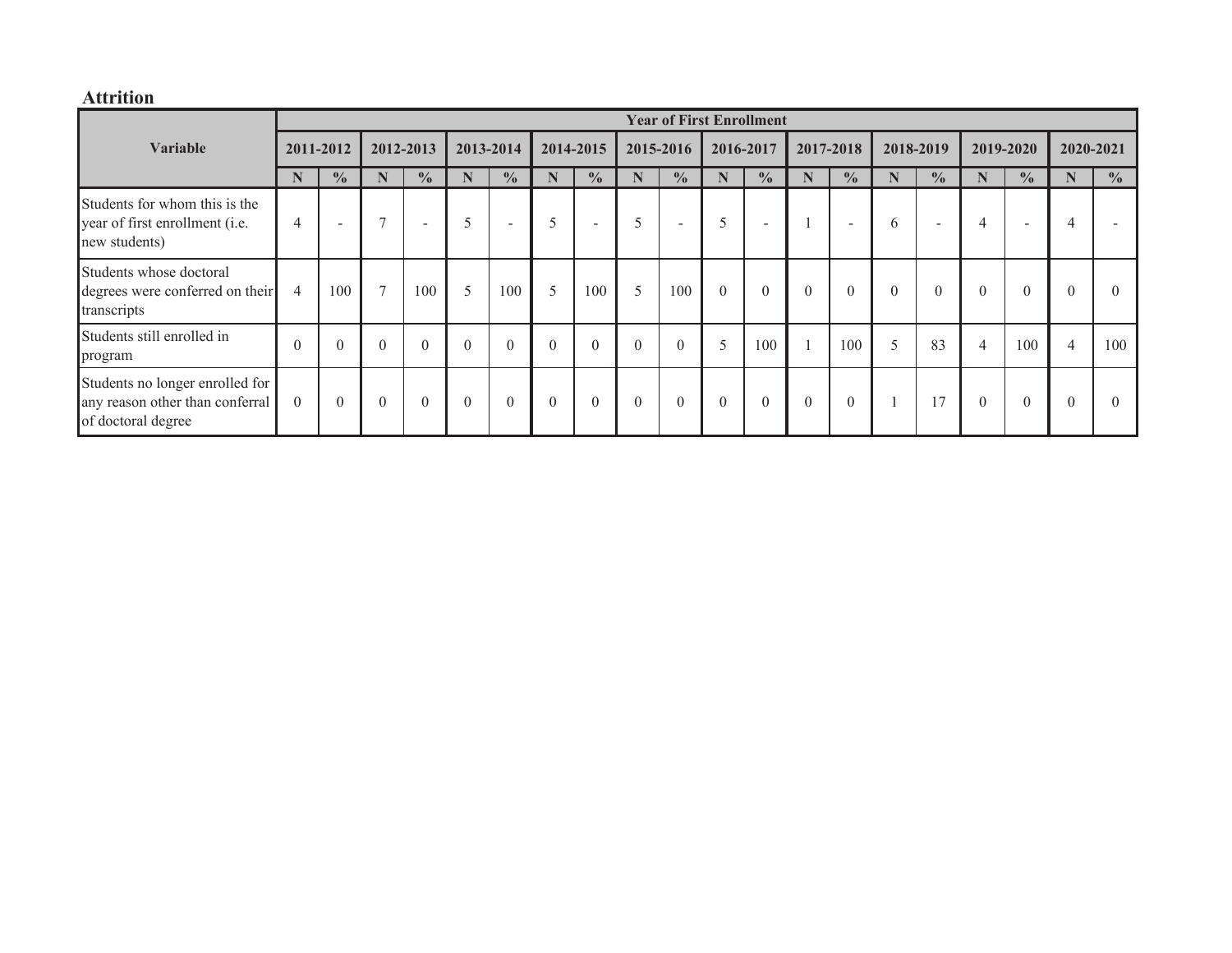## Attrition

| Variable | Year of First Enrollment | | | | | | | | | | | | | | | | | | | |
|---|---|---|---|---|---|---|---|---|---|---|---|---|---|---|---|---|---|---|---|---|
| | 2011-2012 | | 2012-2013 | | 2013-2014 | | 2014-2015 | | 2015-2016 | | 2016-2017 | | 2017-2018 | | 2018-2019 | | 2019-2020 | | 2020-2021 | |
| | N | % | N | % | N | % | N | % | N | % | N | % | N | % | N | % | N | % | N | % |
| Students for whom this is the year of first enrollment (i.e. new students) | 4 | - | 7 | - | 5 | - | 5 | - | 5 | - | 5 | - | 1 | - | 6 | - | 4 | - | 4 | - |
| Students whose doctoral degrees were conferred on their transcripts | 4 | 100 | 7 | 100 | 5 | 100 | 5 | 100 | 5 | 100 | 0 | 0 | 0 | 0 | 0 | 0 | 0 | 0 | 0 | 0 |
| Students still enrolled in program | 0 | 0 | 0 | 0 | 0 | 0 | 0 | 0 | 0 | 0 | 5 | 100 | 1 | 100 | 5 | 83 | 4 | 100 | 4 | 100 |
| Students no longer enrolled for any reason other than conferral of doctoral degree | 0 | 0 | 0 | 0 | 0 | 0 | 0 | 0 | 0 | 0 | 0 | 0 | 0 | 0 | 1 | 17 | 0 | 0 | 0 | 0 |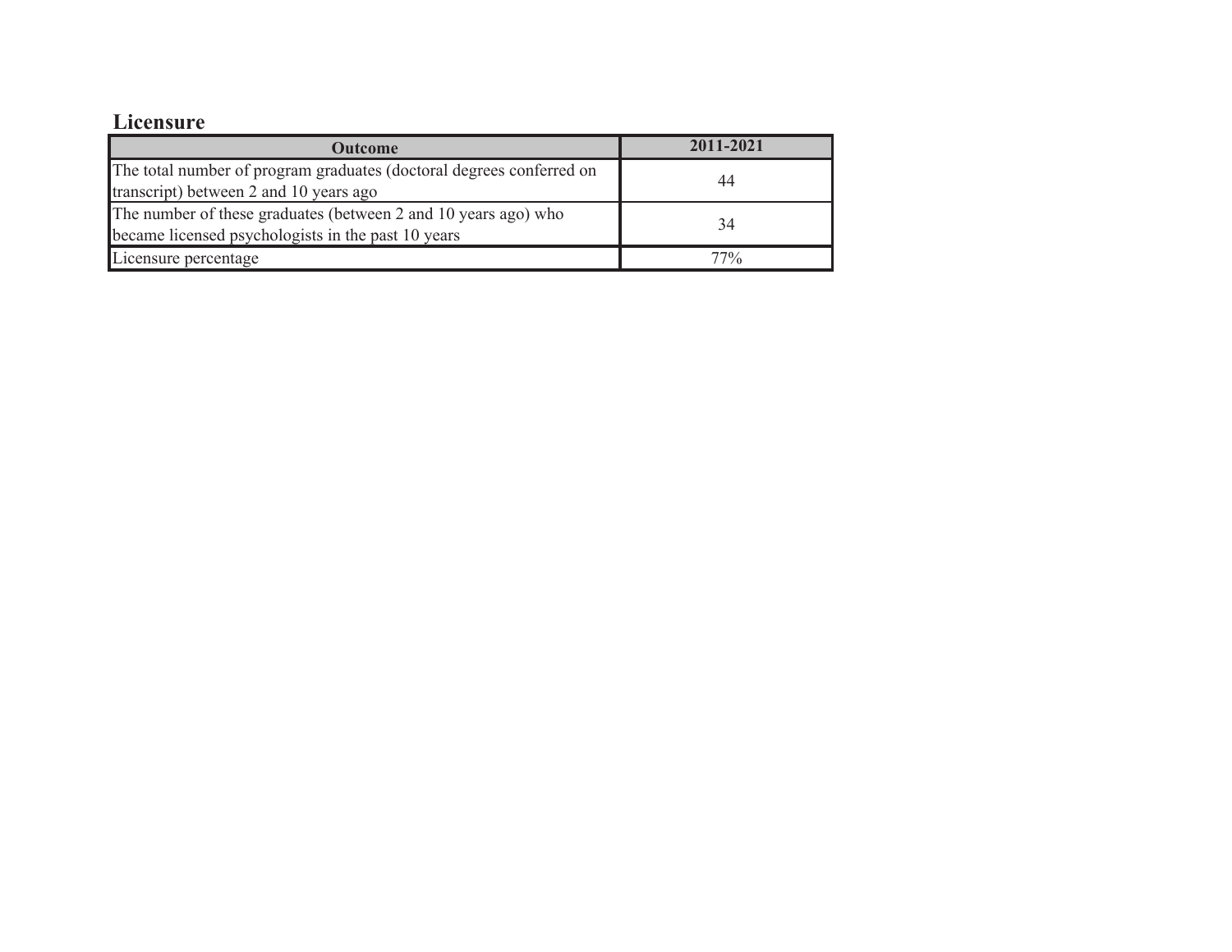## Licensure

| Outcome | 2011-2021 |
| --- | --- |
| The total number of program graduates (doctoral degrees conferred on transcript) between 2 and 10 years ago | 44 |
| The number of these graduates (between 2 and 10 years ago) who became licensed psychologists in the past 10 years | 34 |
| Licensure percentage | 77% |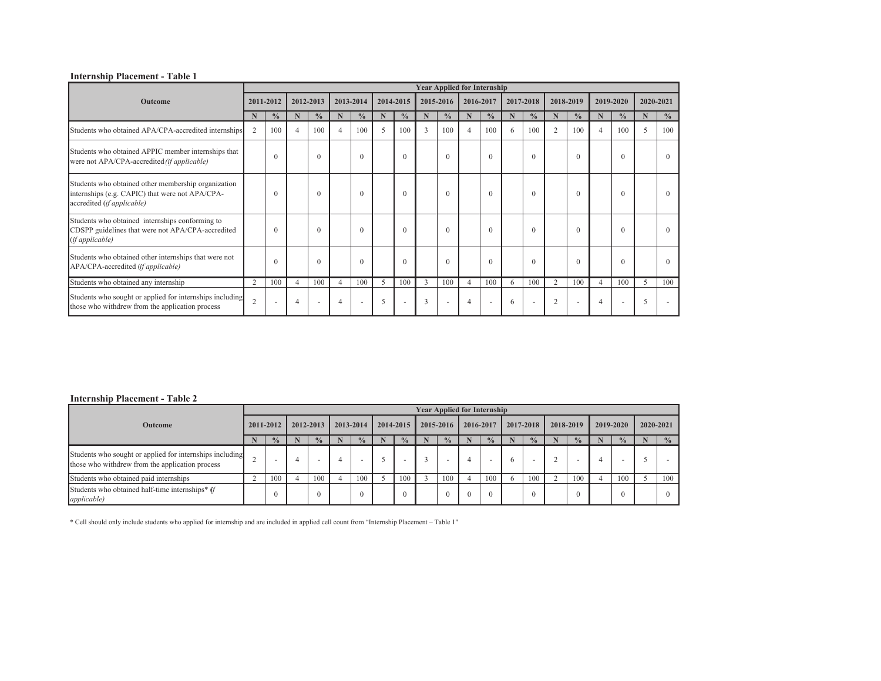**Internship Placement - Table 1**

| Outcome | Year Applied for Internship | | | | | | | | | | | | | | | | | | | |
|---|---|---|---|---|---|---|---|---|---|---|---|---|---|---|---|---|---|---|---|---|
| | 2011-2012 | | 2012-2013 | | 2013-2014 | | 2014-2015 | | 2015-2016 | | 2016-2017 | | 2017-2018 | | 2018-2019 | | 2019-2020 | | 2020-2021 | |
| | N | % | N | % | N | % | N | % | N | % | N | % | N | % | N | % | N | % | N | % |
| Students who obtained APA/CPA-accredited internships | 2 | 100 | 4 | 100 | 4 | 100 | 5 | 100 | 3 | 100 | 4 | 100 | 6 | 100 | 2 | 100 | 4 | 100 | 5 | 100 |
| Students who obtained APPIC member internships that were not APA/CPA-accredited *(if applicable)* | | 0 | | 0 | | 0 | | 0 | | 0 | | 0 | | 0 | | 0 | | 0 | | 0 |
| Students who obtained other membership organization internships (e.g. CAPIC) that were not APA/CPA-accredited (*if applicable)* | | 0 | | 0 | | 0 | | 0 | | 0 | | 0 | | 0 | | 0 | | 0 | | 0 |
| Students who obtained internships conforming to CDSPP guidelines that were not APA/CPA-accredited (*if applicable)* | | 0 | | 0 | | 0 | | 0 | | 0 | | 0 | | 0 | | 0 | | 0 | | 0 |
| Students who obtained other internships that were not APA/CPA-accredited (*if applicable)* | | 0 | | 0 | | 0 | | 0 | | 0 | | 0 | | 0 | | 0 | | 0 | | 0 |
| Students who obtained any internship | 2 | 100 | 4 | 100 | 4 | 100 | 5 | 100 | 3 | 100 | 4 | 100 | 6 | 100 | 2 | 100 | 4 | 100 | 5 | 100 |
| Students who sought or applied for internships including those who withdrew from the application process | 2 | - | 4 | - | 4 | - | 5 | - | 3 | - | 4 | - | 6 | - | 2 | - | 4 | - | 5 | - |

**Internship Placement - Table 2**

| Outcome | Year Applied for Internship | | | | | | | | | | | | | | | | | | | |
|---|---|---|---|---|---|---|---|---|---|---|---|---|---|---|---|---|---|---|---|---|
| | 2011-2012 | | 2012-2013 | | 2013-2014 | | 2014-2015 | | 2015-2016 | | 2016-2017 | | 2017-2018 | | 2018-2019 | | 2019-2020 | | 2020-2021 | |
| | N | % | N | % | N | % | N | % | N | % | N | % | N | % | N | % | N | % | N | % |
| Students who sought or applied for internships including those who withdrew from the application process | 2 | - | 4 | - | 4 | - | 5 | - | 3 | - | 4 | - | 6 | - | 2 | - | 4 | - | 5 | - |
| Students who obtained paid internships | 2 | 100 | 4 | 100 | 4 | 100 | 5 | 100 | 3 | 100 | 4 | 100 | 6 | 100 | 2 | 100 | 4 | 100 | 5 | 100 |
| Students who obtained half-time internships* (*if applicable)* | | 0 | | 0 | | 0 | | 0 | | 0 | 0 | 0 | | 0 | | 0 | | 0 | | 0 |

* Cell should only include students who applied for internship and are included in applied cell count from "Internship Placement – Table 1"